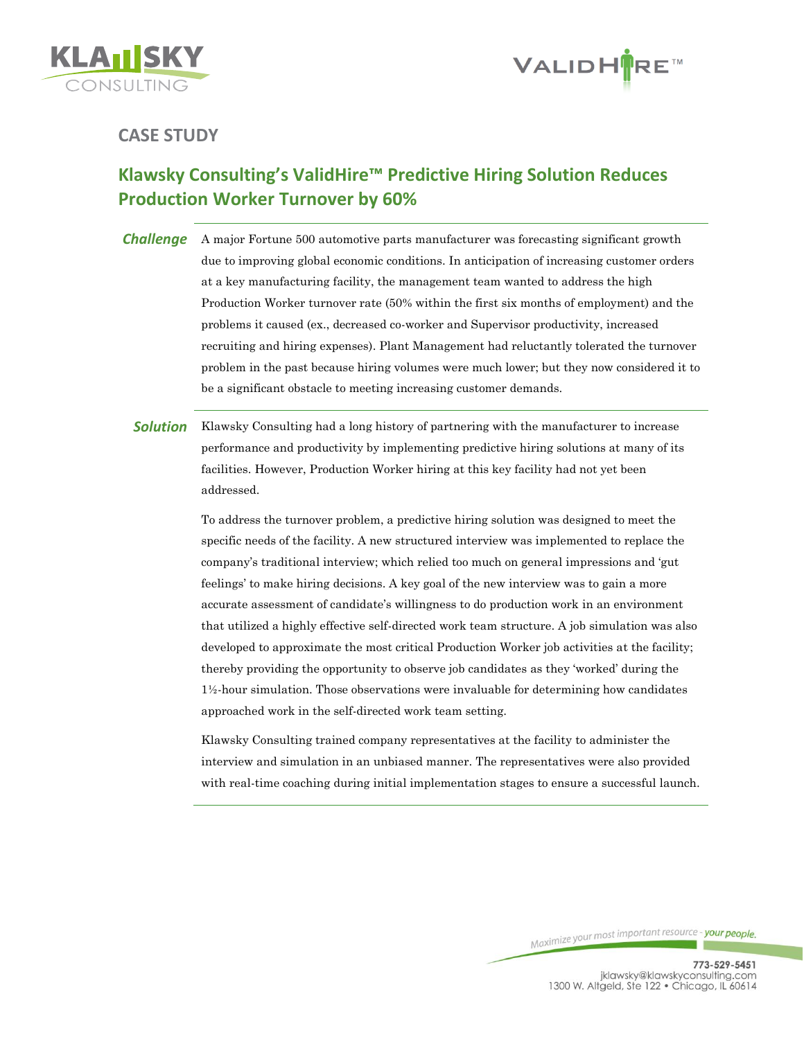## CASE STUDY

# Klawsky Consulting's ValidHire™ Predictive Hiring Solution Reduces Production Worker Turnover by 60%

***Challenge***

A major Fortune 500 automotive parts manufacturer was forecasting significant growth due to improving global economic conditions. In anticipation of increasing customer orders at a key manufacturing facility, the management team wanted to address the high Production Worker turnover rate (50% within the first six months of employment) and the problems it caused (ex., decreased co-worker and Supervisor productivity, increased recruiting and hiring expenses). Plant Management had reluctantly tolerated the turnover problem in the past because hiring volumes were much lower; but they now considered it to be a significant obstacle to meeting increasing customer demands.

***Solution***

Klawsky Consulting had a long history of partnering with the manufacturer to increase performance and productivity by implementing predictive hiring solutions at many of its facilities. However, Production Worker hiring at this key facility had not yet been addressed.

To address the turnover problem, a predictive hiring solution was designed to meet the specific needs of the facility. A new structured interview was implemented to replace the company's traditional interview; which relied too much on general impressions and 'gut feelings' to make hiring decisions. A key goal of the new interview was to gain a more accurate assessment of candidate's willingness to do production work in an environment that utilized a highly effective self-directed work team structure. A job simulation was also developed to approximate the most critical Production Worker job activities at the facility; thereby providing the opportunity to observe job candidates as they 'worked' during the 1½-hour simulation. Those observations were invaluable for determining how candidates approached work in the self-directed work team setting.

Klawsky Consulting trained company representatives at the facility to administer the interview and simulation in an unbiased manner. The representatives were also provided with real-time coaching during initial implementation stages to ensure a successful launch.

Maximize your most important resource - *your people.*

773-529-5451
jklawsky@klawskyconsulting.com
1300 W. Altgeld, Ste 122 • Chicago, IL 60614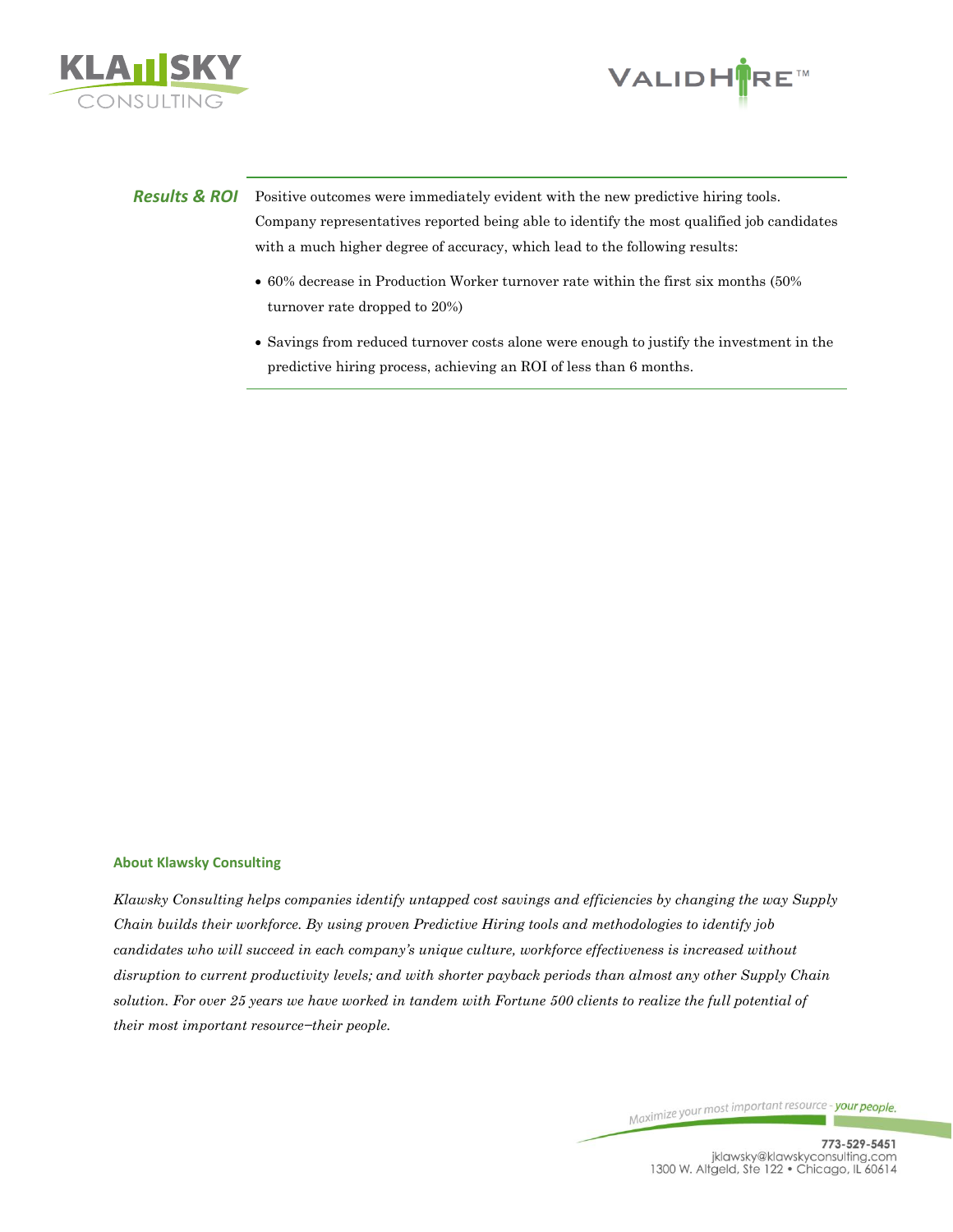## Results & ROI

Positive outcomes were immediately evident with the new predictive hiring tools. Company representatives reported being able to identify the most qualified job candidates with a much higher degree of accuracy, which lead to the following results:

- 60% decrease in Production Worker turnover rate within the first six months (50% turnover rate dropped to 20%)
- Savings from reduced turnover costs alone were enough to justify the investment in the predictive hiring process, achieving an ROI of less than 6 months.

### About Klawsky Consulting

*Klawsky Consulting helps companies identify untapped cost savings and efficiencies by changing the way Supply Chain builds their workforce. By using proven Predictive Hiring tools and methodologies to identify job candidates who will succeed in each company's unique culture, workforce effectiveness is increased without disruption to current productivity levels; and with shorter payback periods than almost any other Supply Chain solution. For over 25 years we have worked in tandem with Fortune 500 clients to realize the full potential of their most important resource–their people.*

Maximize your most important resource - *your people.*

**773-529-5451**
jklawsky@klawskyconsulting.com
1300 W. Altgeld, Ste 122 • Chicago, IL 60614